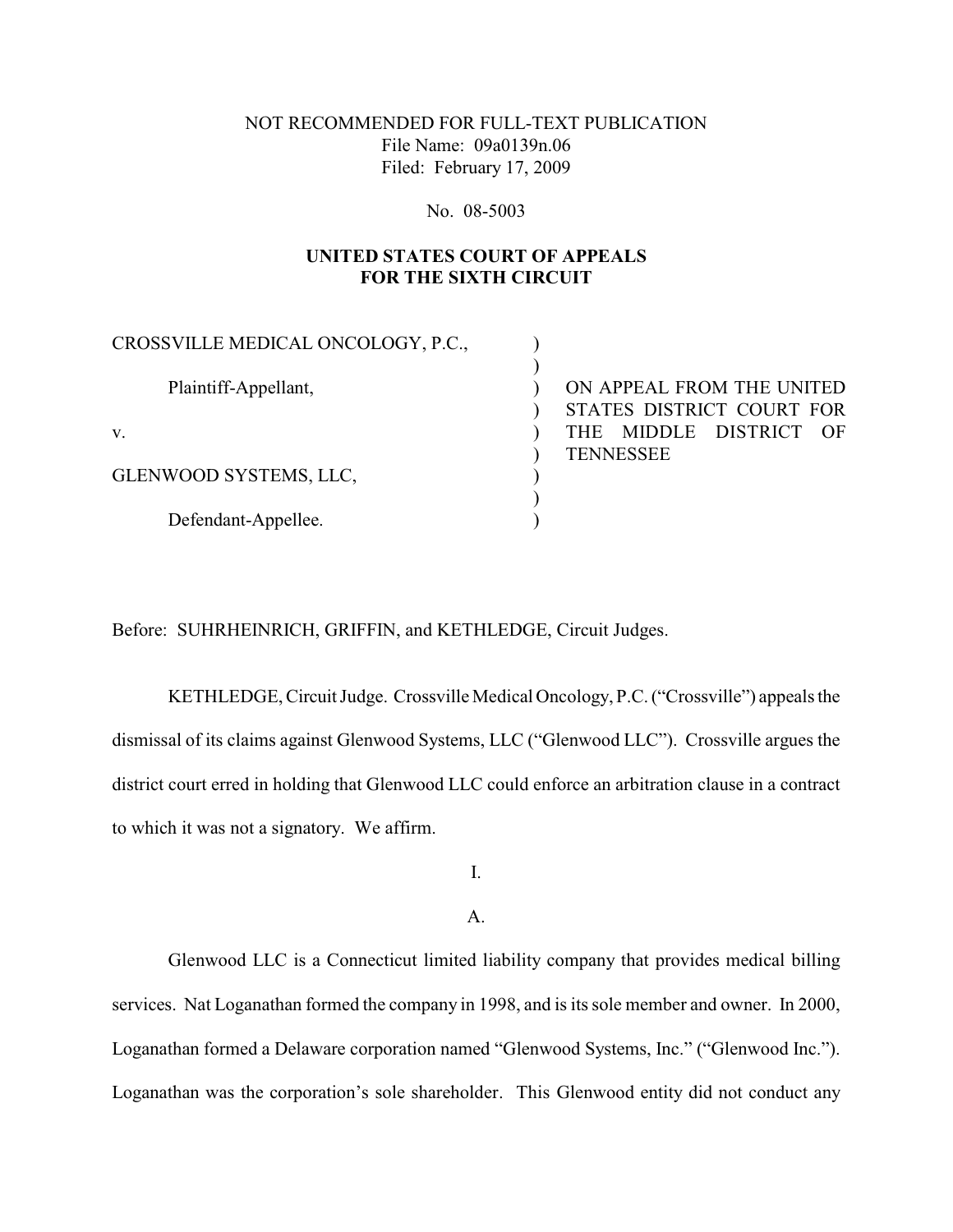NOT RECOMMENDED FOR FULL-TEXT PUBLICATION
File Name: 09a0139n.06
Filed: February 17, 2009

No. 08-5003

**UNITED STATES COURT OF APPEALS
FOR THE SIXTH CIRCUIT**

| | | |
|---|---|---|
| CROSSVILLE MEDICAL ONCOLOGY, P.C., | ) | |
| Plaintiff-Appellant, | ) | ON APPEAL FROM THE UNITED STATES DISTRICT COURT FOR THE MIDDLE DISTRICT OF TENNESSEE |
| v. | ) | |
| GLENWOOD SYSTEMS, LLC, | ) | |
| Defendant-Appellee. | ) | |

Before: SUHRHEINRICH, GRIFFIN, and KETHLEDGE, Circuit Judges.

KETHLEDGE, Circuit Judge. Crossville Medical Oncology, P.C. ("Crossville") appeals the dismissal of its claims against Glenwood Systems, LLC ("Glenwood LLC"). Crossville argues the district court erred in holding that Glenwood LLC could enforce an arbitration clause in a contract to which it was not a signatory. We affirm.

I.

A.

Glenwood LLC is a Connecticut limited liability company that provides medical billing services. Nat Loganathan formed the company in 1998, and is its sole member and owner. In 2000, Loganathan formed a Delaware corporation named "Glenwood Systems, Inc." ("Glenwood Inc."). Loganathan was the corporation's sole shareholder. This Glenwood entity did not conduct any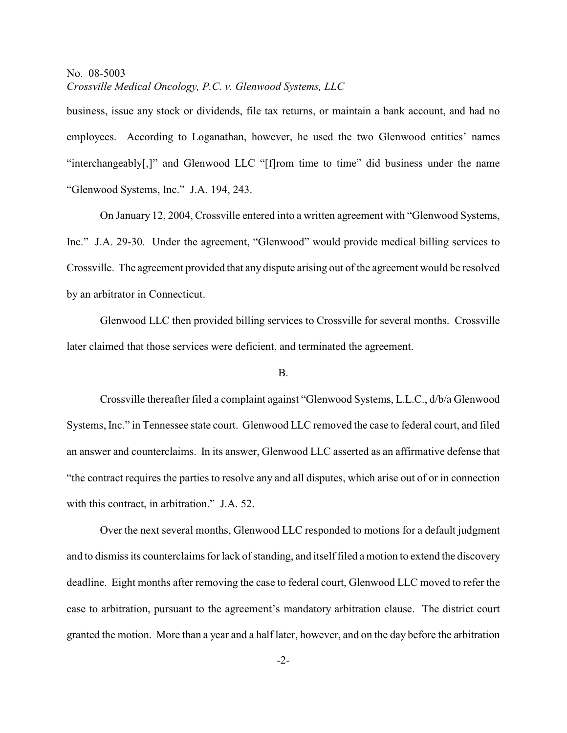business, issue any stock or dividends, file tax returns, or maintain a bank account, and had no employees. According to Loganathan, however, he used the two Glenwood entities' names "interchangeably[,]" and Glenwood LLC "[f]rom time to time" did business under the name "Glenwood Systems, Inc." J.A. 194, 243.

On January 12, 2004, Crossville entered into a written agreement with "Glenwood Systems, Inc." J.A. 29-30. Under the agreement, "Glenwood" would provide medical billing services to Crossville. The agreement provided that any dispute arising out of the agreement would be resolved by an arbitrator in Connecticut.

Glenwood LLC then provided billing services to Crossville for several months. Crossville later claimed that those services were deficient, and terminated the agreement.

B.

Crossville thereafter filed a complaint against "Glenwood Systems, L.L.C., d/b/a Glenwood Systems, Inc." in Tennessee state court. Glenwood LLC removed the case to federal court, and filed an answer and counterclaims. In its answer, Glenwood LLC asserted as an affirmative defense that "the contract requires the parties to resolve any and all disputes, which arise out of or in connection with this contract, in arbitration." J.A. 52.

Over the next several months, Glenwood LLC responded to motions for a default judgment and to dismiss its counterclaims for lack of standing, and itself filed a motion to extend the discovery deadline. Eight months after removing the case to federal court, Glenwood LLC moved to refer the case to arbitration, pursuant to the agreement's mandatory arbitration clause. The district court granted the motion. More than a year and a half later, however, and on the day before the arbitration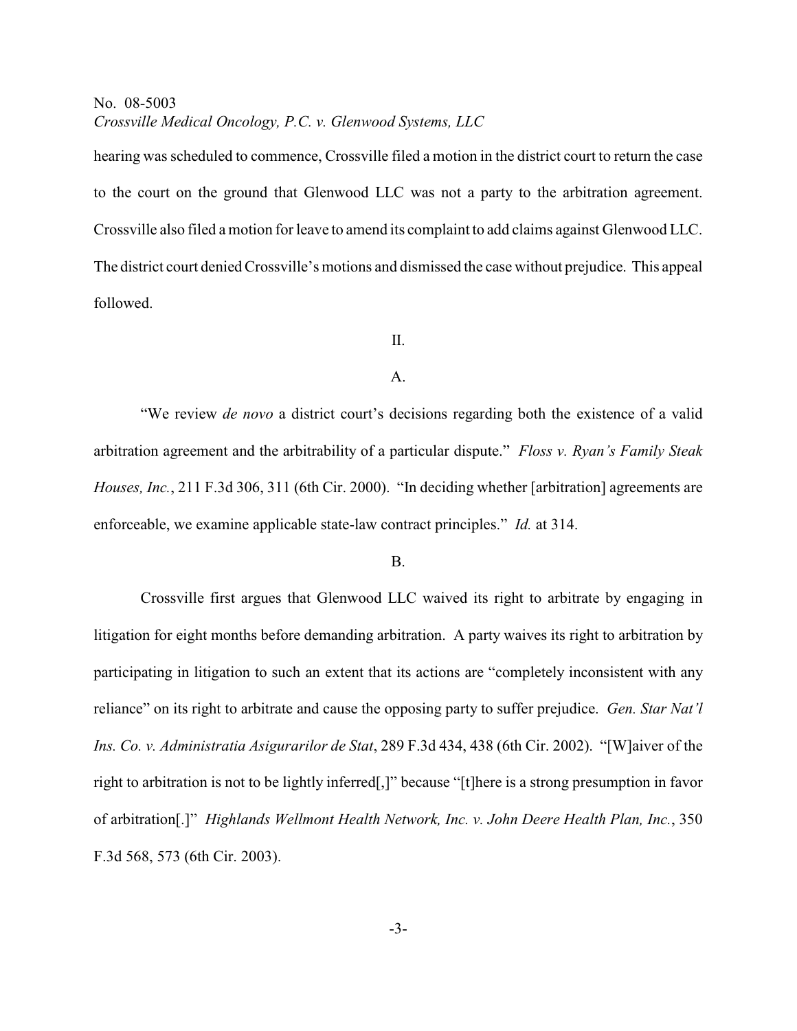hearing was scheduled to commence, Crossville filed a motion in the district court to return the case to the court on the ground that Glenwood LLC was not a party to the arbitration agreement. Crossville also filed a motion for leave to amend its complaint to add claims against Glenwood LLC. The district court denied Crossville's motions and dismissed the case without prejudice. This appeal followed.

## II.

### A.

"We review *de novo* a district court's decisions regarding both the existence of a valid arbitration agreement and the arbitrability of a particular dispute." *Floss v. Ryan's Family Steak Houses, Inc.*, 211 F.3d 306, 311 (6th Cir. 2000). "In deciding whether [arbitration] agreements are enforceable, we examine applicable state-law contract principles." *Id.* at 314.

### B.

Crossville first argues that Glenwood LLC waived its right to arbitrate by engaging in litigation for eight months before demanding arbitration. A party waives its right to arbitration by participating in litigation to such an extent that its actions are "completely inconsistent with any reliance" on its right to arbitrate and cause the opposing party to suffer prejudice. *Gen. Star Nat'l Ins. Co. v. Administratia Asigurarilor de Stat*, 289 F.3d 434, 438 (6th Cir. 2002). "[W]aiver of the right to arbitration is not to be lightly inferred[,]" because "[t]here is a strong presumption in favor of arbitration[.]" *Highlands Wellmont Health Network, Inc. v. John Deere Health Plan, Inc.*, 350 F.3d 568, 573 (6th Cir. 2003).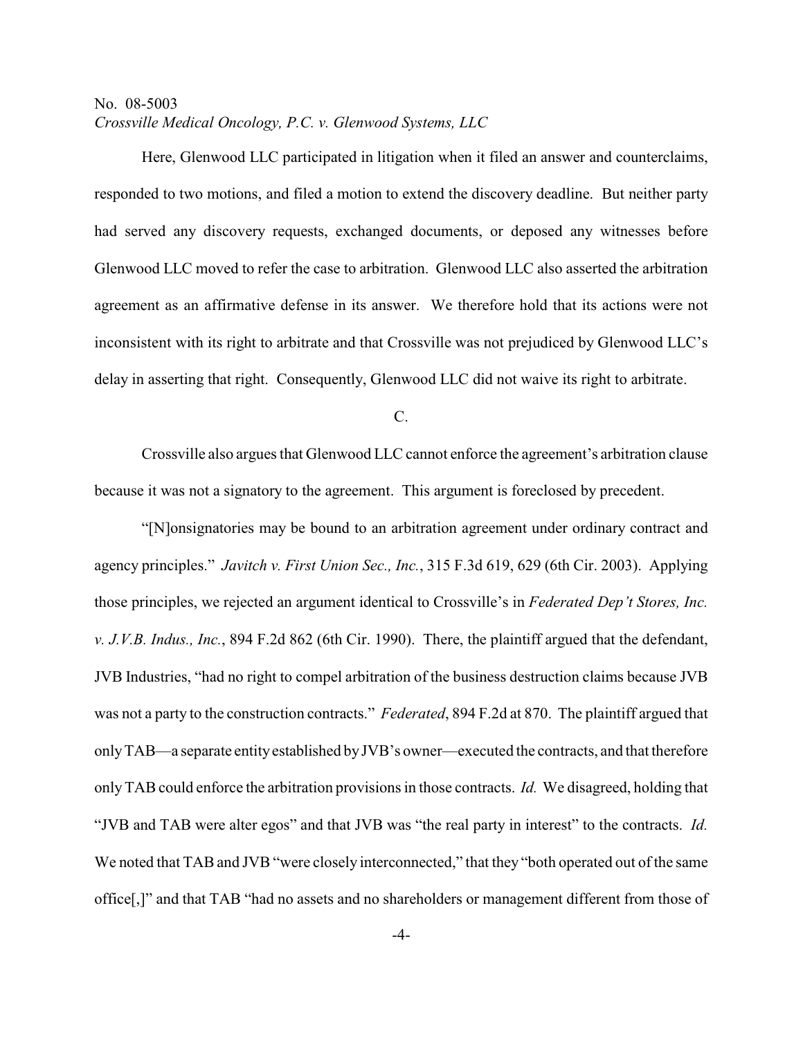Here, Glenwood LLC participated in litigation when it filed an answer and counterclaims, responded to two motions, and filed a motion to extend the discovery deadline. But neither party had served any discovery requests, exchanged documents, or deposed any witnesses before Glenwood LLC moved to refer the case to arbitration. Glenwood LLC also asserted the arbitration agreement as an affirmative defense in its answer. We therefore hold that its actions were not inconsistent with its right to arbitrate and that Crossville was not prejudiced by Glenwood LLC's delay in asserting that right. Consequently, Glenwood LLC did not waive its right to arbitrate.

C.

Crossville also argues that Glenwood LLC cannot enforce the agreement's arbitration clause because it was not a signatory to the agreement. This argument is foreclosed by precedent.

"[N]onsignatories may be bound to an arbitration agreement under ordinary contract and agency principles." *Javitch v. First Union Sec., Inc.*, 315 F.3d 619, 629 (6th Cir. 2003). Applying those principles, we rejected an argument identical to Crossville's in *Federated Dep't Stores, Inc. v. J.V.B. Indus., Inc.*, 894 F.2d 862 (6th Cir. 1990). There, the plaintiff argued that the defendant, JVB Industries, "had no right to compel arbitration of the business destruction claims because JVB was not a party to the construction contracts." *Federated*, 894 F.2d at 870. The plaintiff argued that only TAB—a separate entity established by JVB's owner—executed the contracts, and that therefore only TAB could enforce the arbitration provisions in those contracts. *Id.* We disagreed, holding that "JVB and TAB were alter egos" and that JVB was "the real party in interest" to the contracts. *Id.* We noted that TAB and JVB "were closely interconnected," that they "both operated out of the same office[,]" and that TAB "had no assets and no shareholders or management different from those of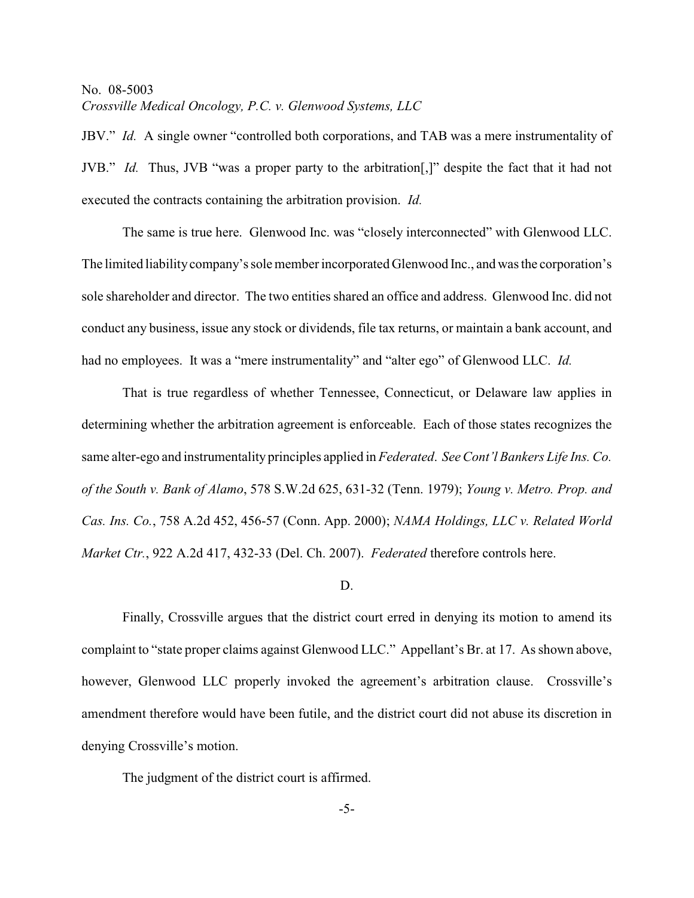JBV." *Id.* A single owner "controlled both corporations, and TAB was a mere instrumentality of JVB." *Id.* Thus, JVB "was a proper party to the arbitration[,]" despite the fact that it had not executed the contracts containing the arbitration provision. *Id.*

The same is true here. Glenwood Inc. was "closely interconnected" with Glenwood LLC. The limited liability company's sole member incorporated Glenwood Inc., and was the corporation's sole shareholder and director. The two entities shared an office and address. Glenwood Inc. did not conduct any business, issue any stock or dividends, file tax returns, or maintain a bank account, and had no employees. It was a "mere instrumentality" and "alter ego" of Glenwood LLC. *Id.*

That is true regardless of whether Tennessee, Connecticut, or Delaware law applies in determining whether the arbitration agreement is enforceable. Each of those states recognizes the same alter-ego and instrumentality principles applied in *Federated*. *See Cont'l Bankers Life Ins. Co. of the South v. Bank of Alamo*, 578 S.W.2d 625, 631-32 (Tenn. 1979); *Young v. Metro. Prop. and Cas. Ins. Co.*, 758 A.2d 452, 456-57 (Conn. App. 2000); *NAMA Holdings, LLC v. Related World Market Ctr.*, 922 A.2d 417, 432-33 (Del. Ch. 2007). *Federated* therefore controls here.

D.

Finally, Crossville argues that the district court erred in denying its motion to amend its complaint to "state proper claims against Glenwood LLC." Appellant's Br. at 17. As shown above, however, Glenwood LLC properly invoked the agreement's arbitration clause. Crossville's amendment therefore would have been futile, and the district court did not abuse its discretion in denying Crossville's motion.

The judgment of the district court is affirmed.